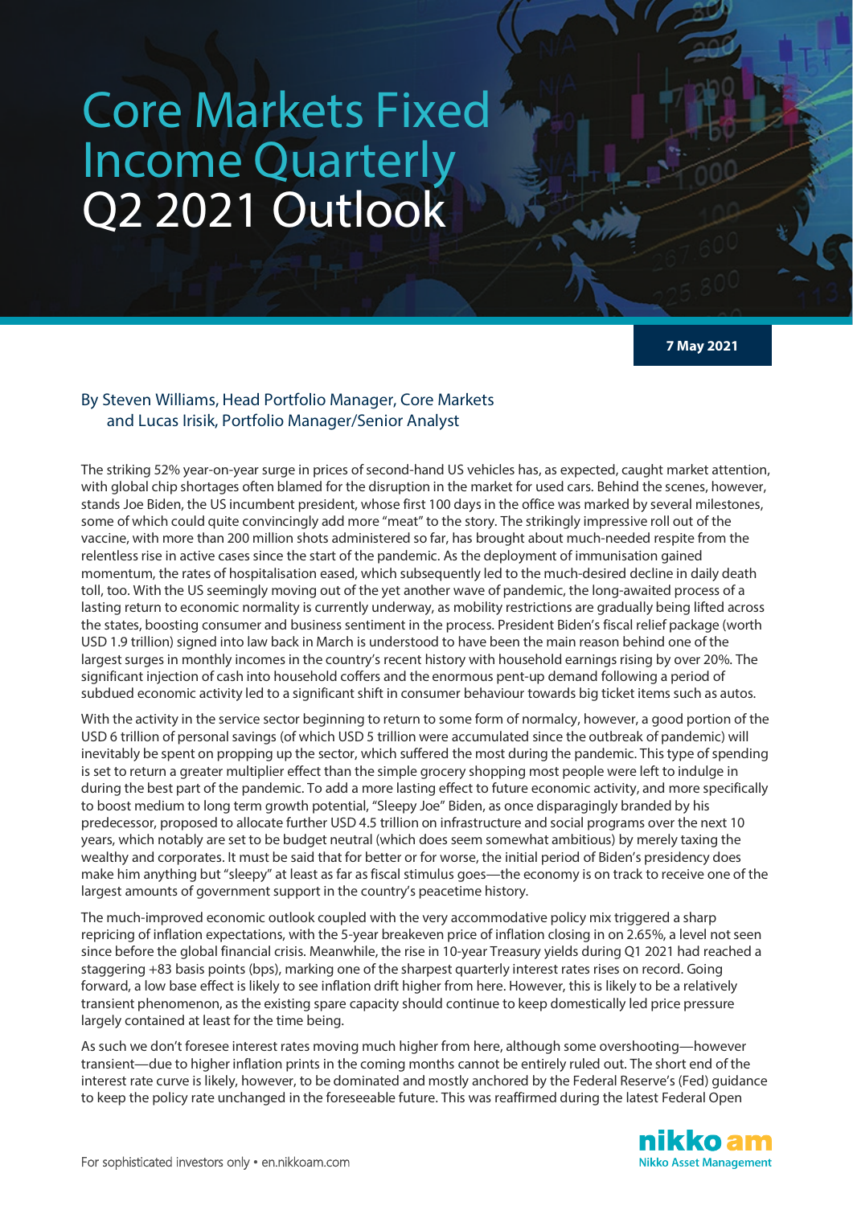# Core Markets Fixed Income Quarterly Q2 2021 Outlook

**7 May 2021**

By Steven Williams, Head Portfolio Manager, Core Markets and Lucas Irisik, Portfolio Manager/Senior Analyst

The striking 52% year-on-year surge in prices of second-hand US vehicles has, as expected, caught market attention, with global chip shortages often blamed for the disruption in the market for used cars. Behind the scenes, however, stands Joe Biden, the US incumbent president, whose first 100 days in the office was marked by several milestones, some of which could quite convincingly add more "meat" to the story. The strikingly impressive roll out of the vaccine, with more than 200 million shots administered so far, has brought about much-needed respite from the relentless rise in active cases since the start of the pandemic. As the deployment of immunisation gained momentum, the rates of hospitalisation eased, which subsequently led to the much-desired decline in daily death toll, too. With the US seemingly moving out of the yet another wave of pandemic, the long-awaited process of a lasting return to economic normality is currently underway, as mobility restrictions are gradually being lifted across the states, boosting consumer and business sentiment in the process. President Biden's fiscal relief package (worth USD 1.9 trillion) signed into law back in March is understood to have been the main reason behind one of the largest surges in monthly incomes in the country's recent history with household earnings rising by over 20%. The significant injection of cash into household coffers and the enormous pent-up demand following a period of subdued economic activity led to a significant shift in consumer behaviour towards big ticket items such as autos.

With the activity in the service sector beginning to return to some form of normalcy, however, a good portion of the USD 6 trillion of personal savings (of which USD 5 trillion were accumulated since the outbreak of pandemic) will inevitably be spent on propping up the sector, which suffered the most during the pandemic. This type of spending is set to return a greater multiplier effect than the simple grocery shopping most people were left to indulge in during the best part of the pandemic. To add a more lasting effect to future economic activity, and more specifically to boost medium to long term growth potential, "Sleepy Joe" Biden, as once disparagingly branded by his predecessor, proposed to allocate further USD 4.5 trillion on infrastructure and social programs over the next 10 years, which notably are set to be budget neutral (which does seem somewhat ambitious) by merely taxing the wealthy and corporates. It must be said that for better or for worse, the initial period of Biden's presidency does make him anything but "sleepy" at least as far as fiscal stimulus goes—the economy is on track to receive one of the largest amounts of government support in the country's peacetime history.

The much-improved economic outlook coupled with the very accommodative policy mix triggered a sharp repricing of inflation expectations, with the 5-year breakeven price of inflation closing in on 2.65%, a level not seen since before the global financial crisis. Meanwhile, the rise in 10-year Treasury yields during Q1 2021 had reached a staggering +83 basis points (bps), marking one of the sharpest quarterly interest rates rises on record. Going forward, a low base effect is likely to see inflation drift higher from here. However, this is likely to be a relatively transient phenomenon, as the existing spare capacity should continue to keep domestically led price pressure largely contained at least for the time being.

As such we don't foresee interest rates moving much higher from here, although some overshooting—however transient—due to higher inflation prints in the coming months cannot be entirely ruled out. The short end of the interest rate curve is likely, however, to be dominated and mostly anchored by the Federal Reserve's (Fed) guidance to keep the policy rate unchanged in the foreseeable future. This was reaffirmed during the latest Federal Open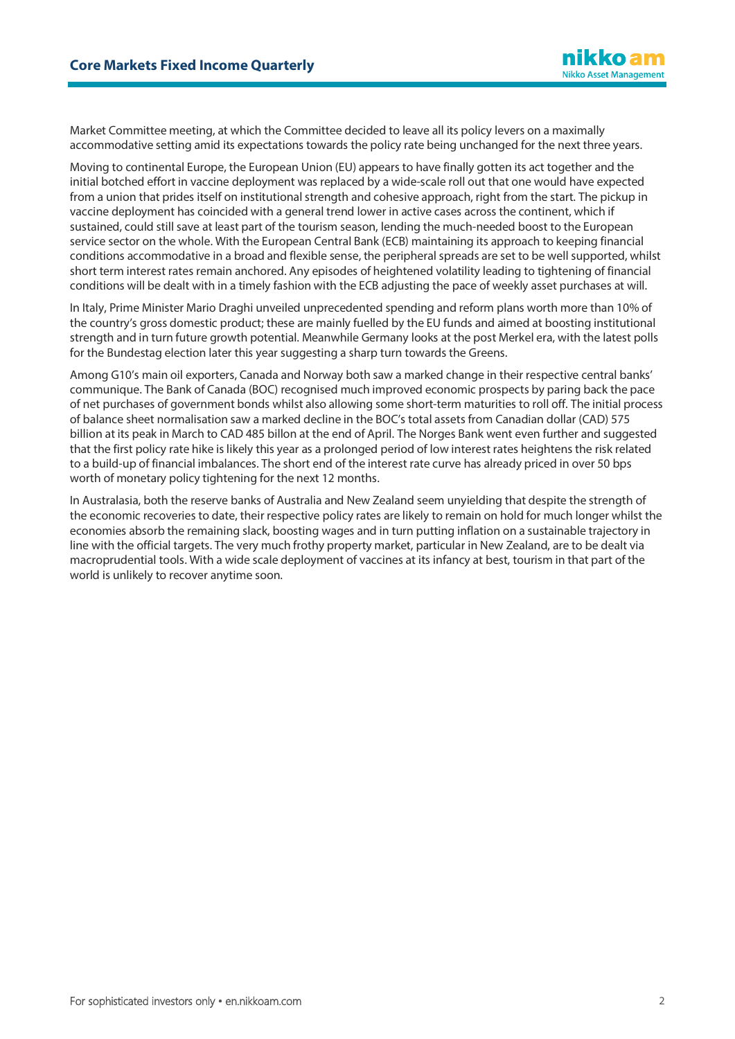Market Committee meeting, at which the Committee decided to leave all its policy levers on a maximally accommodative setting amid its expectations towards the policy rate being unchanged for the next three years.

Moving to continental Europe, the European Union (EU) appears to have finally gotten its act together and the initial botched effort in vaccine deployment was replaced by a wide-scale roll out that one would have expected from a union that prides itself on institutional strength and cohesive approach, right from the start. The pickup in vaccine deployment has coincided with a general trend lower in active cases across the continent, which if sustained, could still save at least part of the tourism season, lending the much-needed boost to the European service sector on the whole. With the European Central Bank (ECB) maintaining its approach to keeping financial conditions accommodative in a broad and flexible sense, the peripheral spreads are set to be well supported, whilst short term interest rates remain anchored. Any episodes of heightened volatility leading to tightening of financial conditions will be dealt with in a timely fashion with the ECB adjusting the pace of weekly asset purchases at will.

In Italy, Prime Minister Mario Draghi unveiled unprecedented spending and reform plans worth more than 10% of the country's gross domestic product; these are mainly fuelled by the EU funds and aimed at boosting institutional strength and in turn future growth potential. Meanwhile Germany looks at the post Merkel era, with the latest polls for the Bundestag election later this year suggesting a sharp turn towards the Greens.

Among G10's main oil exporters, Canada and Norway both saw a marked change in their respective central banks' communique. The Bank of Canada (BOC) recognised much improved economic prospects by paring back the pace of net purchases of government bonds whilst also allowing some short-term maturities to roll off. The initial process of balance sheet normalisation saw a marked decline in the BOC's total assets from Canadian dollar (CAD) 575 billion at its peak in March to CAD 485 billon at the end of April. The Norges Bank went even further and suggested that the first policy rate hike is likely this year as a prolonged period of low interest rates heightens the risk related to a build-up of financial imbalances. The short end of the interest rate curve has already priced in over 50 bps worth of monetary policy tightening for the next 12 months.

In Australasia, both the reserve banks of Australia and New Zealand seem unyielding that despite the strength of the economic recoveries to date, their respective policy rates are likely to remain on hold for much longer whilst the economies absorb the remaining slack, boosting wages and in turn putting inflation on a sustainable trajectory in line with the official targets. The very much frothy property market, particular in New Zealand, are to be dealt via macroprudential tools. With a wide scale deployment of vaccines at its infancy at best, tourism in that part of the world is unlikely to recover anytime soon.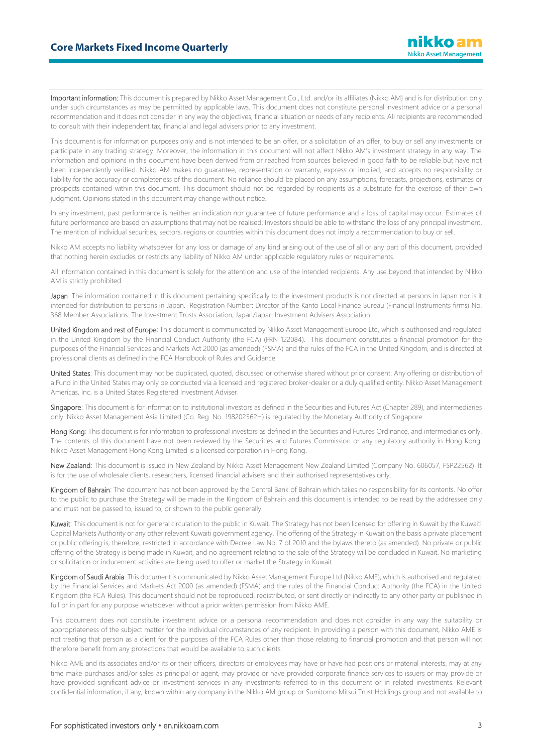**Important information:** This document is prepared by Nikko Asset Management Co., Ltd. and/or its affiliates (Nikko AM) and is for distribution only under such circumstances as may be permitted by applicable laws. This document does not constitute personal investment advice or a personal recommendation and it does not consider in any way the objectives, financial situation or needs of any recipients. All recipients are recommended to consult with their independent tax, financial and legal advisers prior to any investment.

This document is for information purposes only and is not intended to be an offer, or a solicitation of an offer, to buy or sell any investments or participate in any trading strategy. Moreover, the information in this document will not affect Nikko AM's investment strategy in any way. The information and opinions in this document have been derived from or reached from sources believed in good faith to be reliable but have not been independently verified. Nikko AM makes no guarantee, representation or warranty, express or implied, and accepts no responsibility or liability for the accuracy or completeness of this document. No reliance should be placed on any assumptions, forecasts, projections, estimates or prospects contained within this document. This document should not be regarded by recipients as a substitute for the exercise of their own judgment. Opinions stated in this document may change without notice.

In any investment, past performance is neither an indication nor guarantee of future performance and a loss of capital may occur. Estimates of future performance are based on assumptions that may not be realised. Investors should be able to withstand the loss of any principal investment. The mention of individual securities, sectors, regions or countries within this document does not imply a recommendation to buy or sell.

Nikko AM accepts no liability whatsoever for any loss or damage of any kind arising out of the use of all or any part of this document, provided that nothing herein excludes or restricts any liability of Nikko AM under applicable regulatory rules or requirements.

All information contained in this document is solely for the attention and use of the intended recipients. Any use beyond that intended by Nikko AM is strictly prohibited.

**Japan**: The information contained in this document pertaining specifically to the investment products is not directed at persons in Japan nor is it intended for distribution to persons in Japan. Registration Number: Director of the Kanto Local Finance Bureau (Financial Instruments firms) No. 368 Member Associations: The Investment Trusts Association, Japan/Japan Investment Advisers Association.

**United Kingdom and rest of Europe**: This document is communicated by Nikko Asset Management Europe Ltd, which is authorised and regulated in the United Kingdom by the Financial Conduct Authority (the FCA) (FRN 122084). This document constitutes a financial promotion for the purposes of the Financial Services and Markets Act 2000 (as amended) (FSMA) and the rules of the FCA in the United Kingdom, and is directed at professional clients as defined in the FCA Handbook of Rules and Guidance.

**United States**: This document may not be duplicated, quoted, discussed or otherwise shared without prior consent. Any offering or distribution of a Fund in the United States may only be conducted via a licensed and registered broker-dealer or a duly qualified entity. Nikko Asset Management Americas, Inc. is a United States Registered Investment Adviser.

**Singapore**: This document is for information to institutional investors as defined in the Securities and Futures Act (Chapter 289), and intermediaries only. Nikko Asset Management Asia Limited (Co. Reg. No. 198202562H) is regulated by the Monetary Authority of Singapore.

**Hong Kong**: This document is for information to professional investors as defined in the Securities and Futures Ordinance, and intermediaries only. The contents of this document have not been reviewed by the Securities and Futures Commission or any regulatory authority in Hong Kong. Nikko Asset Management Hong Kong Limited is a licensed corporation in Hong Kong.

**New Zealand**: This document is issued in New Zealand by Nikko Asset Management New Zealand Limited (Company No. 606057, FSP22562). It is for the use of wholesale clients, researchers, licensed financial advisers and their authorised representatives only.

**Kingdom of Bahrain**: The document has not been approved by the Central Bank of Bahrain which takes no responsibility for its contents. No offer to the public to purchase the Strategy will be made in the Kingdom of Bahrain and this document is intended to be read by the addressee only and must not be passed to, issued to, or shown to the public generally.

**Kuwait**: This document is not for general circulation to the public in Kuwait. The Strategy has not been licensed for offering in Kuwait by the Kuwaiti Capital Markets Authority or any other relevant Kuwaiti government agency. The offering of the Strategy in Kuwait on the basis a private placement or public offering is, therefore, restricted in accordance with Decree Law No. 7 of 2010 and the bylaws thereto (as amended). No private or public offering of the Strategy is being made in Kuwait, and no agreement relating to the sale of the Strategy will be concluded in Kuwait. No marketing or solicitation or inducement activities are being used to offer or market the Strategy in Kuwait.

**Kingdom of Saudi Arabia**: This document is communicated by Nikko Asset Management Europe Ltd (Nikko AME), which is authorised and regulated by the Financial Services and Markets Act 2000 (as amended) (FSMA) and the rules of the Financial Conduct Authority (the FCA) in the United Kingdom (the FCA Rules). This document should not be reproduced, redistributed, or sent directly or indirectly to any other party or published in full or in part for any purpose whatsoever without a prior written permission from Nikko AME.

This document does not constitute investment advice or a personal recommendation and does not consider in any way the suitability or appropriateness of the subject matter for the individual circumstances of any recipient. In providing a person with this document, Nikko AME is not treating that person as a client for the purposes of the FCA Rules other than those relating to financial promotion and that person will not therefore benefit from any protections that would be available to such clients.

Nikko AME and its associates and/or its or their officers, directors or employees may have or have had positions or material interests, may at any time make purchases and/or sales as principal or agent, may provide or have provided corporate finance services to issuers or may provide or have provided significant advice or investment services in any investments referred to in this document or in related investments. Relevant confidential information, if any, known within any company in the Nikko AM group or Sumitomo Mitsui Trust Holdings group and not available to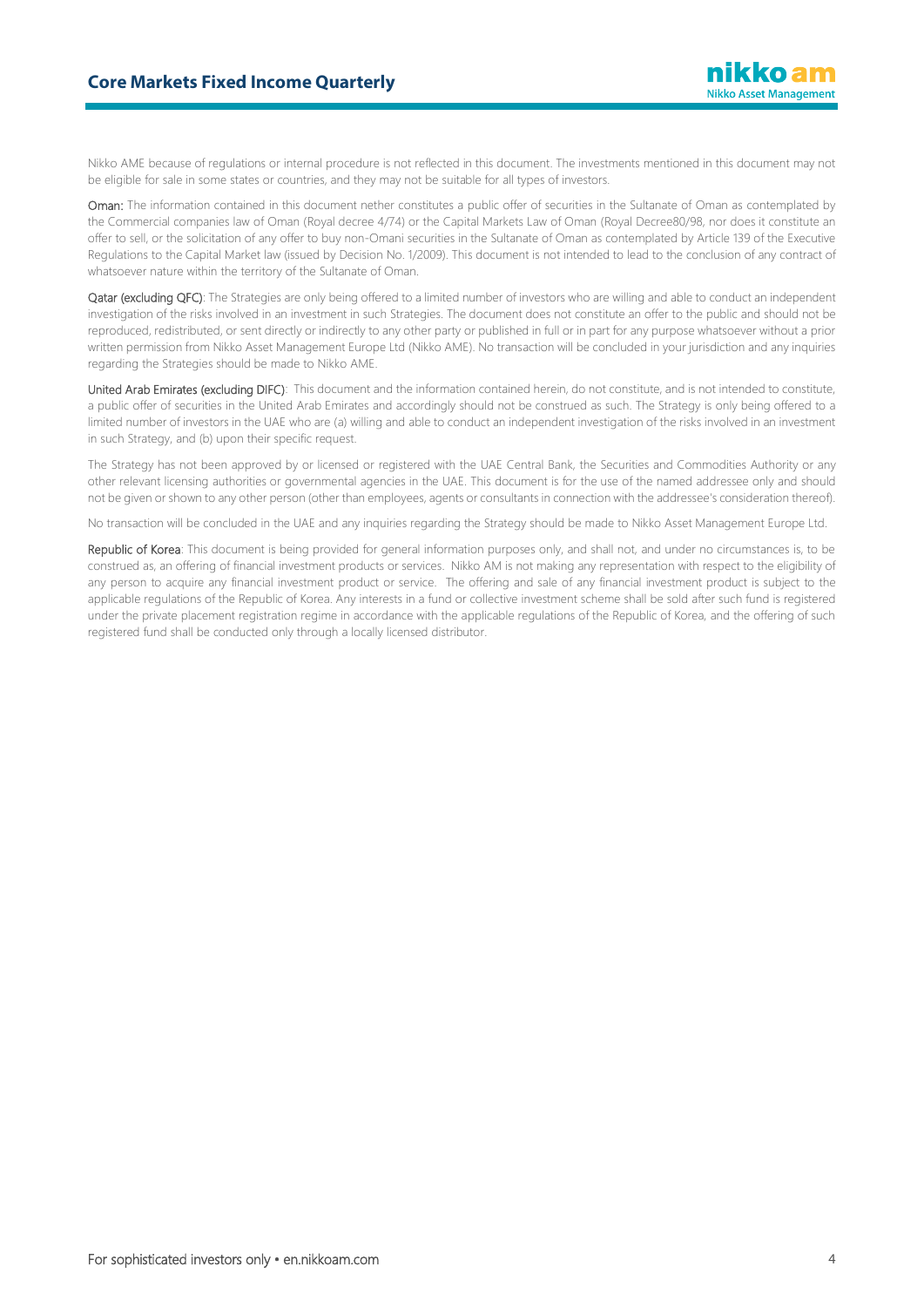Nikko AME because of regulations or internal procedure is not reflected in this document. The investments mentioned in this document may not be eligible for sale in some states or countries, and they may not be suitable for all types of investors.

**Oman:** The information contained in this document nether constitutes a public offer of securities in the Sultanate of Oman as contemplated by the Commercial companies law of Oman (Royal decree 4/74) or the Capital Markets Law of Oman (Royal Decree80/98, nor does it constitute an offer to sell, or the solicitation of any offer to buy non-Omani securities in the Sultanate of Oman as contemplated by Article 139 of the Executive Regulations to the Capital Market law (issued by Decision No. 1/2009). This document is not intended to lead to the conclusion of any contract of whatsoever nature within the territory of the Sultanate of Oman.

**Qatar (excluding QFC)**: The Strategies are only being offered to a limited number of investors who are willing and able to conduct an independent investigation of the risks involved in an investment in such Strategies. The document does not constitute an offer to the public and should not be reproduced, redistributed, or sent directly or indirectly to any other party or published in full or in part for any purpose whatsoever without a prior written permission from Nikko Asset Management Europe Ltd (Nikko AME). No transaction will be concluded in your jurisdiction and any inquiries regarding the Strategies should be made to Nikko AME.

**United Arab Emirates (excluding DIFC)**: This document and the information contained herein, do not constitute, and is not intended to constitute, a public offer of securities in the United Arab Emirates and accordingly should not be construed as such. The Strategy is only being offered to a limited number of investors in the UAE who are (a) willing and able to conduct an independent investigation of the risks involved in an investment in such Strategy, and (b) upon their specific request.

The Strategy has not been approved by or licensed or registered with the UAE Central Bank, the Securities and Commodities Authority or any other relevant licensing authorities or governmental agencies in the UAE. This document is for the use of the named addressee only and should not be given or shown to any other person (other than employees, agents or consultants in connection with the addressee's consideration thereof).

No transaction will be concluded in the UAE and any inquiries regarding the Strategy should be made to Nikko Asset Management Europe Ltd.

**Republic of Korea**: This document is being provided for general information purposes only, and shall not, and under no circumstances is, to be construed as, an offering of financial investment products or services. Nikko AM is not making any representation with respect to the eligibility of any person to acquire any financial investment product or service. The offering and sale of any financial investment product is subject to the applicable regulations of the Republic of Korea. Any interests in a fund or collective investment scheme shall be sold after such fund is registered under the private placement registration regime in accordance with the applicable regulations of the Republic of Korea, and the offering of such registered fund shall be conducted only through a locally licensed distributor.